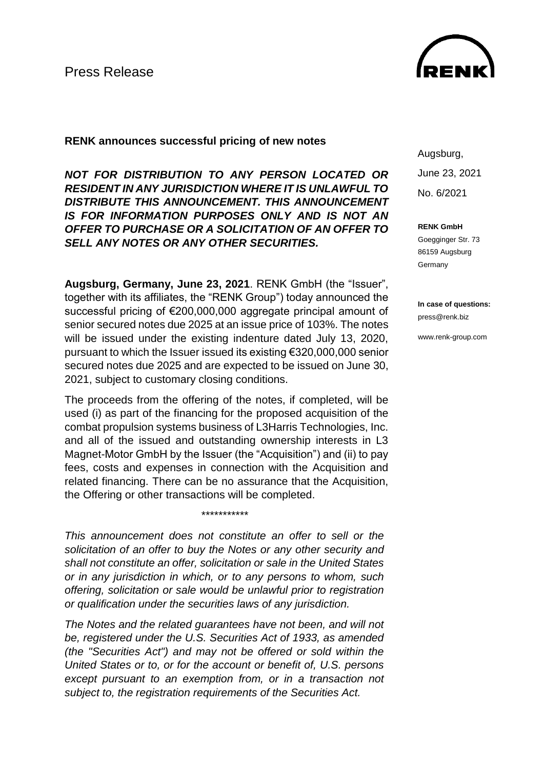Press Release

Augsburg,
June 23, 2021
No. 6/2021

**RENK GmbH**
Goegginger Str. 73
86159 Augsburg
Germany

**In case of questions:**
press@renk.biz

www.renk-group.com

**RENK announces successful pricing of new notes**

***NOT FOR DISTRIBUTION TO ANY PERSON LOCATED OR RESIDENT IN ANY JURISDICTION WHERE IT IS UNLAWFUL TO DISTRIBUTE THIS ANNOUNCEMENT. THIS ANNOUNCEMENT IS FOR INFORMATION PURPOSES ONLY AND IS NOT AN OFFER TO PURCHASE OR A SOLICITATION OF AN OFFER TO SELL ANY NOTES OR ANY OTHER SECURITIES.***

**Augsburg, Germany, June 23, 2021**. RENK GmbH (the "Issuer", together with its affiliates, the "RENK Group") today announced the successful pricing of €200,000,000 aggregate principal amount of senior secured notes due 2025 at an issue price of 103%. The notes will be issued under the existing indenture dated July 13, 2020, pursuant to which the Issuer issued its existing €320,000,000 senior secured notes due 2025 and are expected to be issued on June 30, 2021, subject to customary closing conditions.

The proceeds from the offering of the notes, if completed, will be used (i) as part of the financing for the proposed acquisition of the combat propulsion systems business of L3Harris Technologies, Inc. and all of the issued and outstanding ownership interests in L3 Magnet-Motor GmbH by the Issuer (the "Acquisition") and (ii) to pay fees, costs and expenses in connection with the Acquisition and related financing. There can be no assurance that the Acquisition, the Offering or other transactions will be completed.

\*\*\*\*\*\*\*\*\*\*\*

*This announcement does not constitute an offer to sell or the solicitation of an offer to buy the Notes or any other security and shall not constitute an offer, solicitation or sale in the United States or in any jurisdiction in which, or to any persons to whom, such offering, solicitation or sale would be unlawful prior to registration or qualification under the securities laws of any jurisdiction.*

*The Notes and the related guarantees have not been, and will not be, registered under the U.S. Securities Act of 1933, as amended (the "Securities Act") and may not be offered or sold within the United States or to, or for the account or benefit of, U.S. persons except pursuant to an exemption from, or in a transaction not subject to, the registration requirements of the Securities Act.*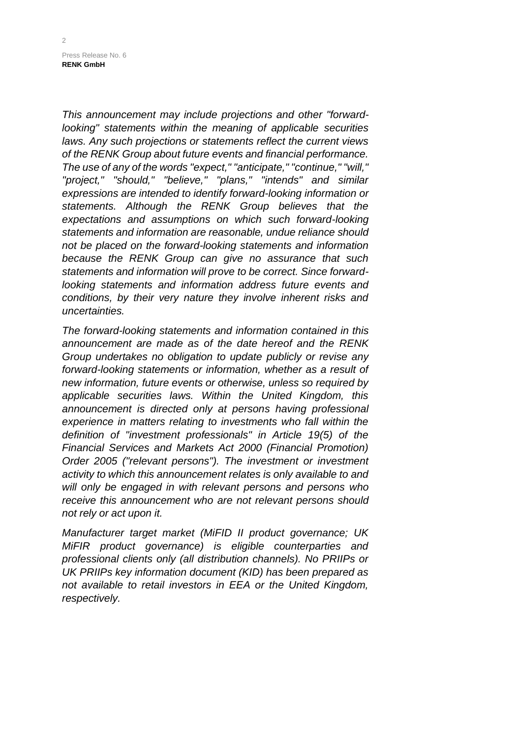*This announcement may include projections and other "forward-looking" statements within the meaning of applicable securities laws. Any such projections or statements reflect the current views of the RENK Group about future events and financial performance. The use of any of the words "expect," "anticipate," "continue," "will," "project," "should," "believe," "plans," "intends" and similar expressions are intended to identify forward-looking information or statements. Although the RENK Group believes that the expectations and assumptions on which such forward-looking statements and information are reasonable, undue reliance should not be placed on the forward-looking statements and information because the RENK Group can give no assurance that such statements and information will prove to be correct. Since forward-looking statements and information address future events and conditions, by their very nature they involve inherent risks and uncertainties.*

*The forward-looking statements and information contained in this announcement are made as of the date hereof and the RENK Group undertakes no obligation to update publicly or revise any forward-looking statements or information, whether as a result of new information, future events or otherwise, unless so required by applicable securities laws. Within the United Kingdom, this announcement is directed only at persons having professional experience in matters relating to investments who fall within the definition of "investment professionals" in Article 19(5) of the Financial Services and Markets Act 2000 (Financial Promotion) Order 2005 ("relevant persons"). The investment or investment activity to which this announcement relates is only available to and will only be engaged in with relevant persons and persons who receive this announcement who are not relevant persons should not rely or act upon it.*

*Manufacturer target market (MiFID II product governance; UK MiFIR product governance) is eligible counterparties and professional clients only (all distribution channels). No PRIIPs or UK PRIIPs key information document (KID) has been prepared as not available to retail investors in EEA or the United Kingdom, respectively.*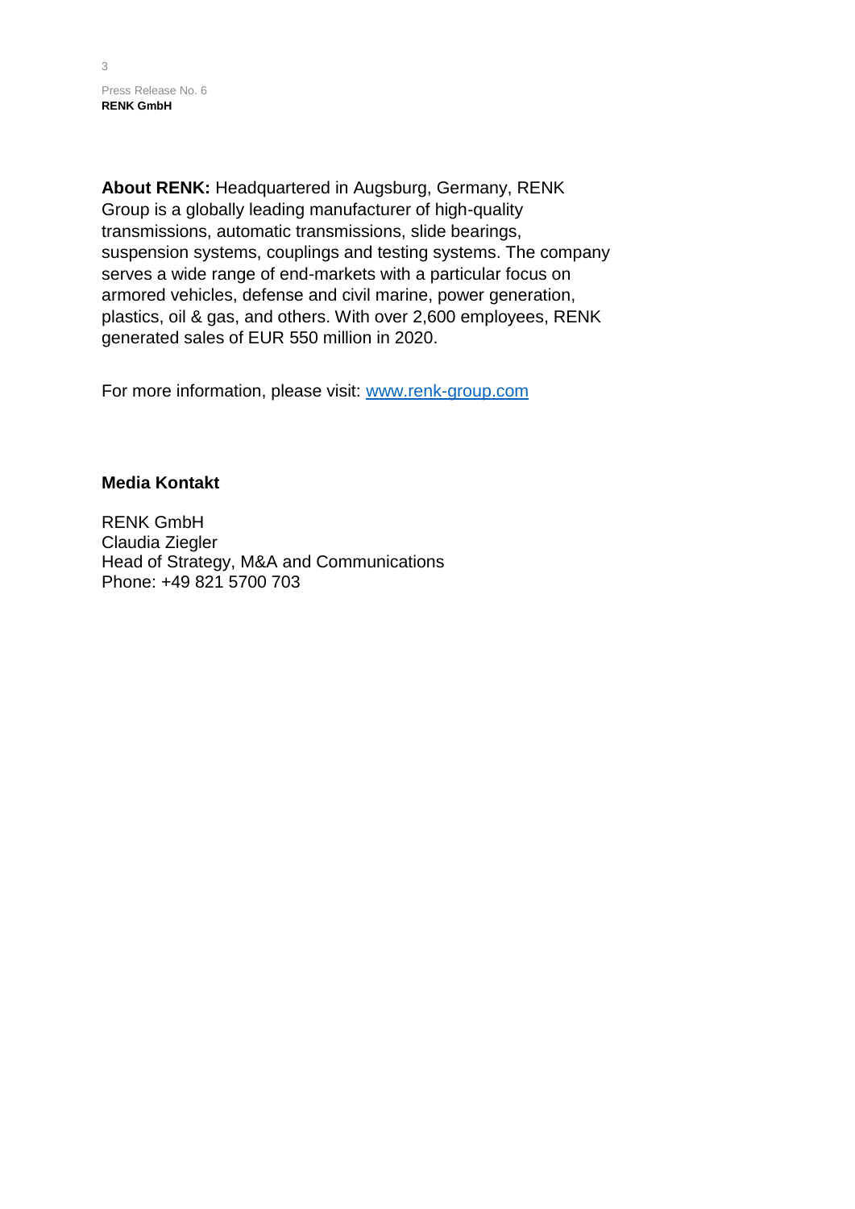**About RENK:** Headquartered in Augsburg, Germany, RENK Group is a globally leading manufacturer of high-quality transmissions, automatic transmissions, slide bearings, suspension systems, couplings and testing systems. The company serves a wide range of end-markets with a particular focus on armored vehicles, defense and civil marine, power generation, plastics, oil & gas, and others. With over 2,600 employees, RENK generated sales of EUR 550 million in 2020.

For more information, please visit: [www.renk-group.com](http://www.renk-group.com)

**Media Kontakt**

RENK GmbH
Claudia Ziegler
Head of Strategy, M&A and Communications
Phone: +49 821 5700 703